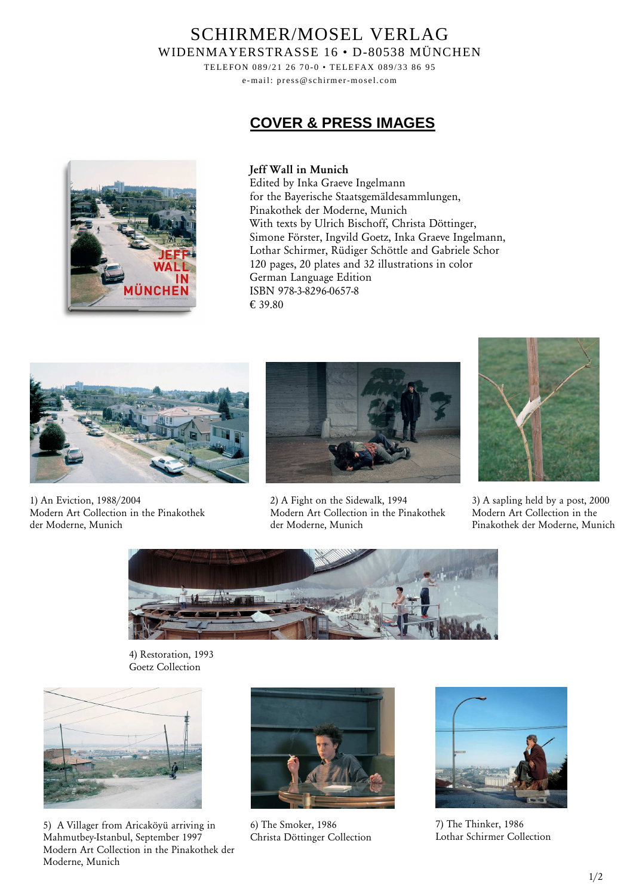SCHIRMER/MOSEL VERLAG
WIDENMAYERSTRASSE 16 • D-80538 MÜNCHEN
TELEFON 089/21 26 70-0 • TELEFAX 089/33 86 95
e-mail: press@schirmer-mosel.com

# COVER & PRESS IMAGES

**Jeff Wall in Munich**
Edited by Inka Graeve Ingelmann
for the Bayerische Staatsgemäldesammlungen,
Pinakothek der Moderne, Munich
With texts by Ulrich Bischoff, Christa Döttinger,
Simone Förster, Ingvild Goetz, Inka Graeve Ingelmann,
Lothar Schirmer, Rüdiger Schöttle and Gabriele Schor
120 pages, 20 plates and 32 illustrations in color
German Language Edition
ISBN 978-3-8296-0657-8
€ 39.80

1) An Eviction, 1988/2004
Modern Art Collection in the Pinakothek der Moderne, Munich

2) A Fight on the Sidewalk, 1994
Modern Art Collection in the Pinakothek der Moderne, Munich

3) A sapling held by a post, 2000
Modern Art Collection in the Pinakothek der Moderne, Munich

4) Restoration, 1993
Goetz Collection

5) A Villager from Aricaköyü arriving in Mahmutbey-Istanbul, September 1997
Modern Art Collection in the Pinakothek der Moderne, Munich

6) The Smoker, 1986
Christa Döttinger Collection

7) The Thinker, 1986
Lothar Schirmer Collection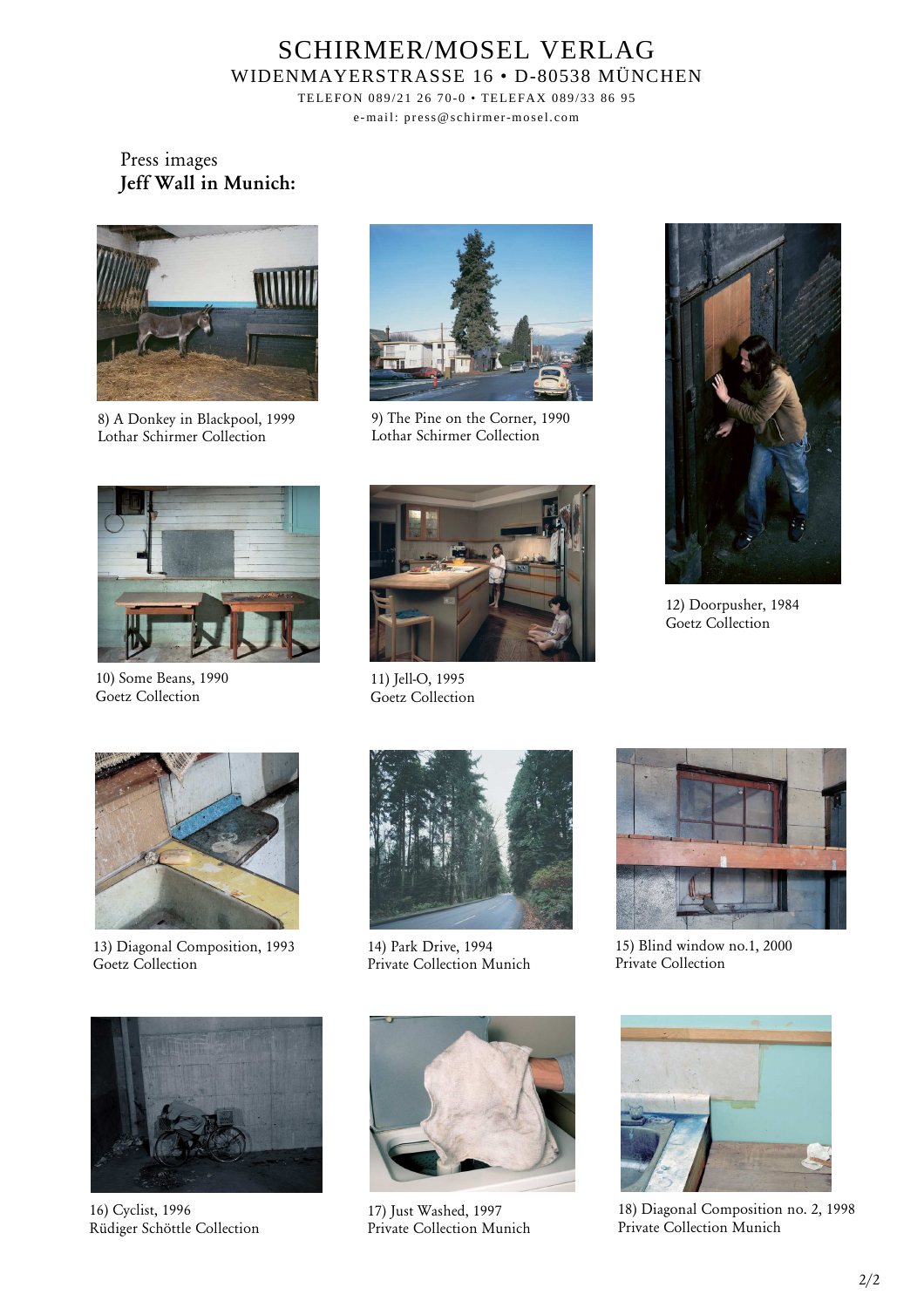SCHIRMER/MOSEL VERLAG
WIDENMAYERSTRASSE 16 • D-80538 MÜNCHEN
TELEFON 089/21 26 70-0 • TELEFAX 089/33 86 95
e-mail: press@schirmer-mosel.com

Press images
**Jeff Wall in Munich:**

8) A Donkey in Blackpool, 1999
Lothar Schirmer Collection

9) The Pine on the Corner, 1990
Lothar Schirmer Collection

12) Doorpusher, 1984
Goetz Collection

10) Some Beans, 1990
Goetz Collection

11) Jell-O, 1995
Goetz Collection

13) Diagonal Composition, 1993
Goetz Collection

14) Park Drive, 1994
Private Collection Munich

15) Blind window no.1, 2000
Private Collection

16) Cyclist, 1996
Rüdiger Schöttle Collection

17) Just Washed, 1997
Private Collection Munich

18) Diagonal Composition no. 2, 1998
Private Collection Munich